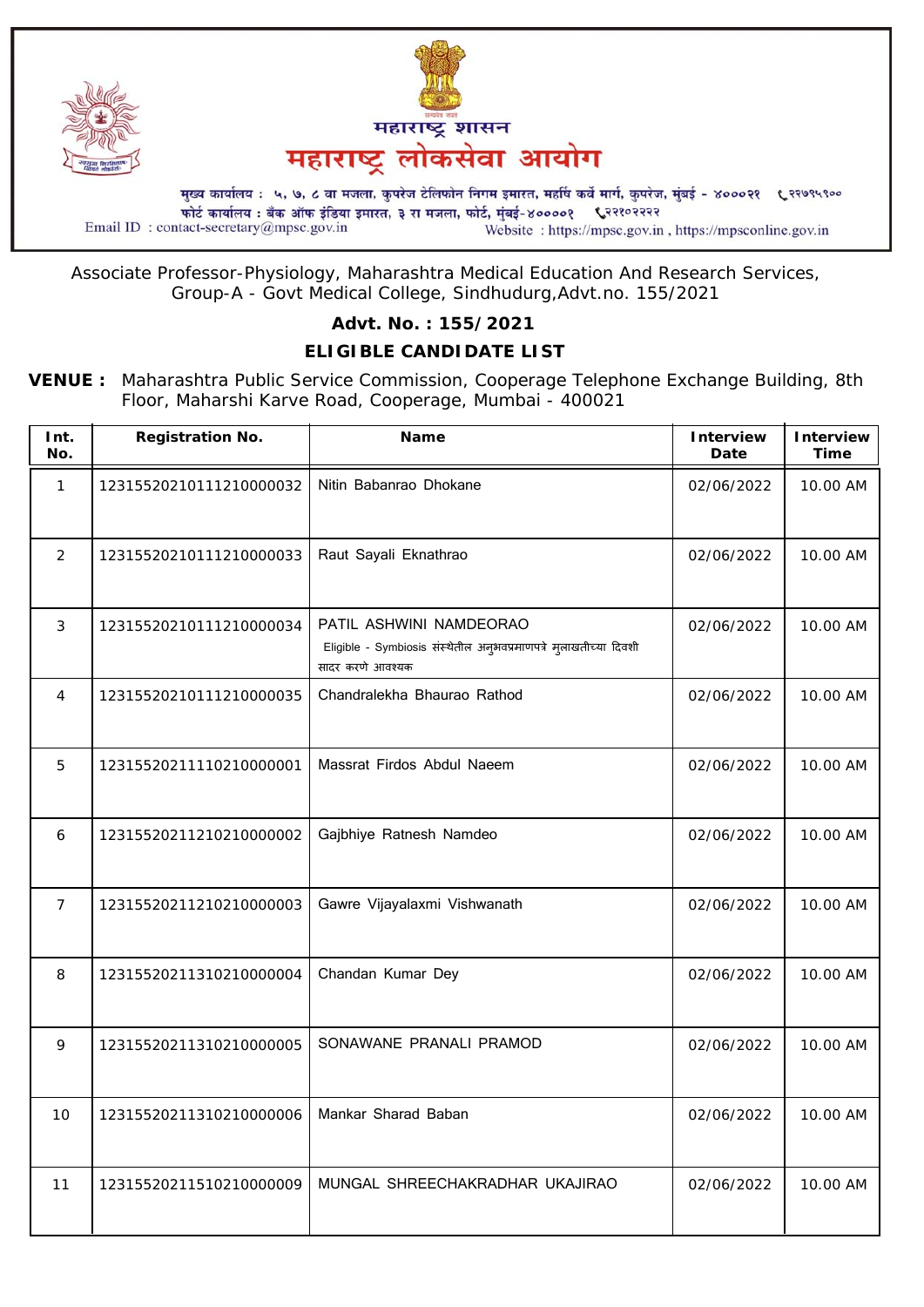महाराष्ट्र शासन

# महाराष्ट्र लोकसेवा आयोग

मुख्य कार्यालय : ५, ७, ८ वा मजला, कुपरेज टेलिफोन निगम इमारत, महर्षि कर्वे मार्ग, कुपरेज, मुंबई - ४०००२१ २२७९५९००

फोर्ट कार्यालय : बँक ऑफ इंडिया इमारत, ३ रा मजला, फोर्ट, मुंबई-४००००१ २२१०२२२२

Email ID : contact-secretary@mpsc.gov.in Website : https://mpsc.gov.in , https://mpsconline.gov.in

Associate Professor-Physiology, Maharashtra Medical Education And Research Services, Group-A - Govt Medical College, Sindhudurg,Advt.no. 155/2021

## Advt. No. : 155/2021

## ELIGIBLE CANDIDATE LIST

**VENUE :** Maharashtra Public Service Commission, Cooperage Telephone Exchange Building, 8th Floor, Maharshi Karve Road, Cooperage, Mumbai - 400021

| Int. No. | Registration No. | Name | Interview Date | Interview Time |
|---|---|---|---|---|
| 1 | 12315520210111210000032 | Nitin Babanrao Dhokane | 02/06/2022 | 10.00 AM |
| 2 | 12315520210111210000033 | Raut Sayali Eknathrao | 02/06/2022 | 10.00 AM |
| 3 | 12315520210111210000034 | PATIL ASHWINI NAMDEORAO<br>Eligible - Symbiosis संस्थेतील अनुभवप्रमाणपत्रे मुलाखतीच्या दिवशी सादर करणे आवश्यक | 02/06/2022 | 10.00 AM |
| 4 | 12315520210111210000035 | Chandralekha Bhaurao Rathod | 02/06/2022 | 10.00 AM |
| 5 | 12315520211110210000001 | Massrat Firdos Abdul Naeem | 02/06/2022 | 10.00 AM |
| 6 | 12315520211210210000002 | Gajbhiye Ratnesh Namdeo | 02/06/2022 | 10.00 AM |
| 7 | 12315520211210210000003 | Gawre Vijayalaxmi Vishwanath | 02/06/2022 | 10.00 AM |
| 8 | 12315520211310210000004 | Chandan Kumar Dey | 02/06/2022 | 10.00 AM |
| 9 | 12315520211310210000005 | SONAWANE PRANALI PRAMOD | 02/06/2022 | 10.00 AM |
| 10 | 12315520211310210000006 | Mankar Sharad Baban | 02/06/2022 | 10.00 AM |
| 11 | 12315520211510210000009 | MUNGAL SHREECHAKRADHAR UKAJIRAO | 02/06/2022 | 10.00 AM |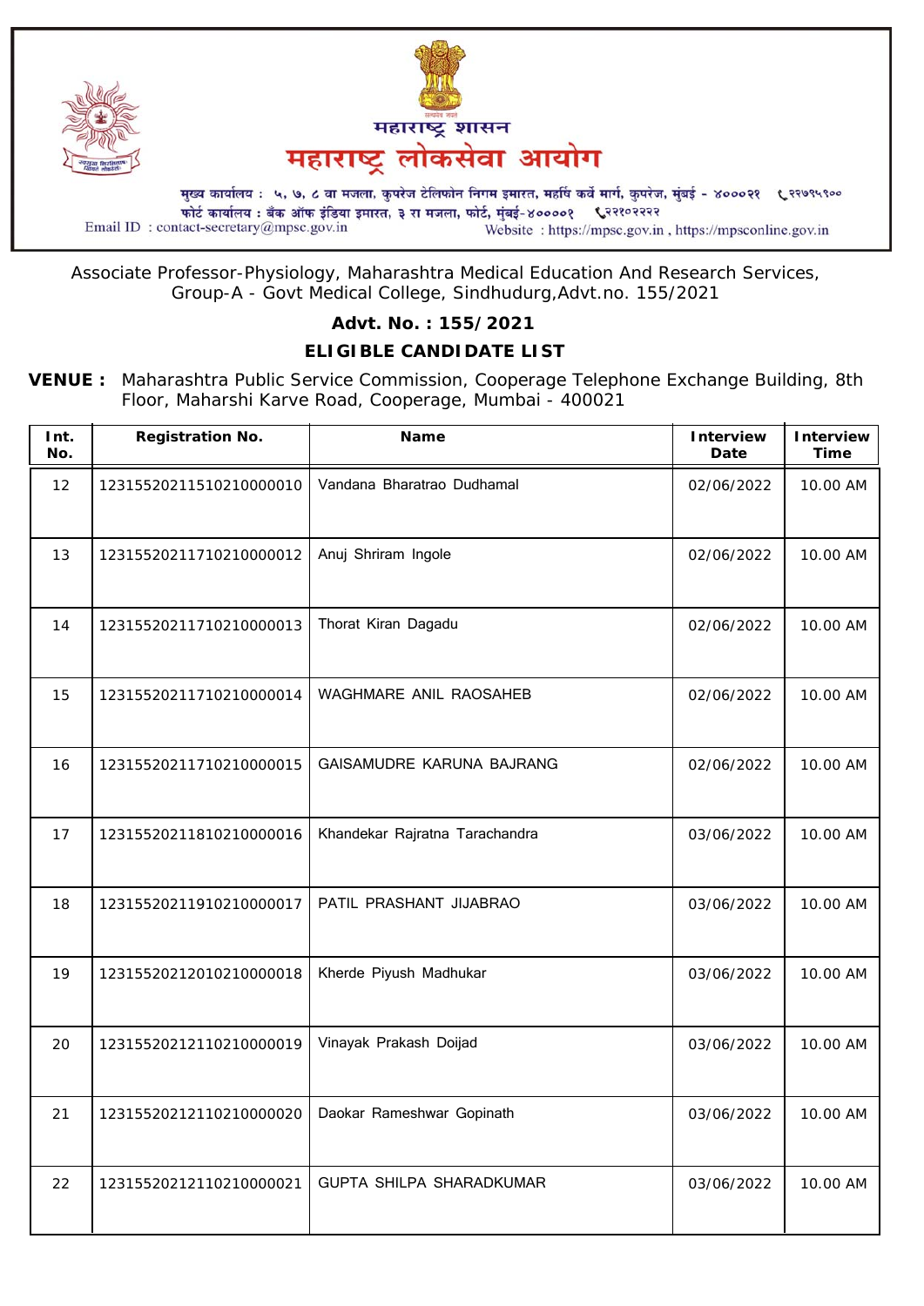महाराष्ट्र शासन

# महाराष्ट्र लोकसेवा आयोग

मुख्य कार्यालय : ५, ७, ८ वा मजला, कुपरेज टेलिफोन निगम इमारत, महर्षि कर्वे मार्ग, कुपरेज, मुंबई - ४०००२१ ☎२२७९५९००
फोर्ट कार्यालय : बँक ऑफ इंडिया इमारत, ३ रा मजला, फोर्ट, मुंबई-४००००१ ☎२२१०२२२२
Email ID : contact-secretary@mpsc.gov.in
Website : https://mpsc.gov.in , https://mpsconline.gov.in

Associate Professor-Physiology, Maharashtra Medical Education And Research Services, Group-A - Govt Medical College, Sindhudurg,Advt.no. 155/2021

## Advt. No. : 155/2021

## ELIGIBLE CANDIDATE LIST

**VENUE :** Maharashtra Public Service Commission, Cooperage Telephone Exchange Building, 8th Floor, Maharshi Karve Road, Cooperage, Mumbai - 400021

| Int. No. | Registration No. | Name | Interview Date | Interview Time |
|---|---|---|---|---|
| 12 | 12315520211510210000010 | Vandana Bharatrao Dudhamal | 02/06/2022 | 10.00 AM |
| 13 | 12315520211710210000012 | Anuj Shriram Ingole | 02/06/2022 | 10.00 AM |
| 14 | 12315520211710210000013 | Thorat Kiran Dagadu | 02/06/2022 | 10.00 AM |
| 15 | 12315520211710210000014 | WAGHMARE ANIL RAOSAHEB | 02/06/2022 | 10.00 AM |
| 16 | 12315520211710210000015 | GAISAMUDRE KARUNA BAJRANG | 02/06/2022 | 10.00 AM |
| 17 | 12315520211810210000016 | Khandekar Rajratna Tarachandra | 03/06/2022 | 10.00 AM |
| 18 | 12315520211910210000017 | PATIL PRASHANT JIJABRAO | 03/06/2022 | 10.00 AM |
| 19 | 12315520212010210000018 | Kherde Piyush Madhukar | 03/06/2022 | 10.00 AM |
| 20 | 12315520212110210000019 | Vinayak Prakash Doijad | 03/06/2022 | 10.00 AM |
| 21 | 12315520212110210000020 | Daokar Rameshwar Gopinath | 03/06/2022 | 10.00 AM |
| 22 | 12315520212110210000021 | GUPTA SHILPA SHARADKUMAR | 03/06/2022 | 10.00 AM |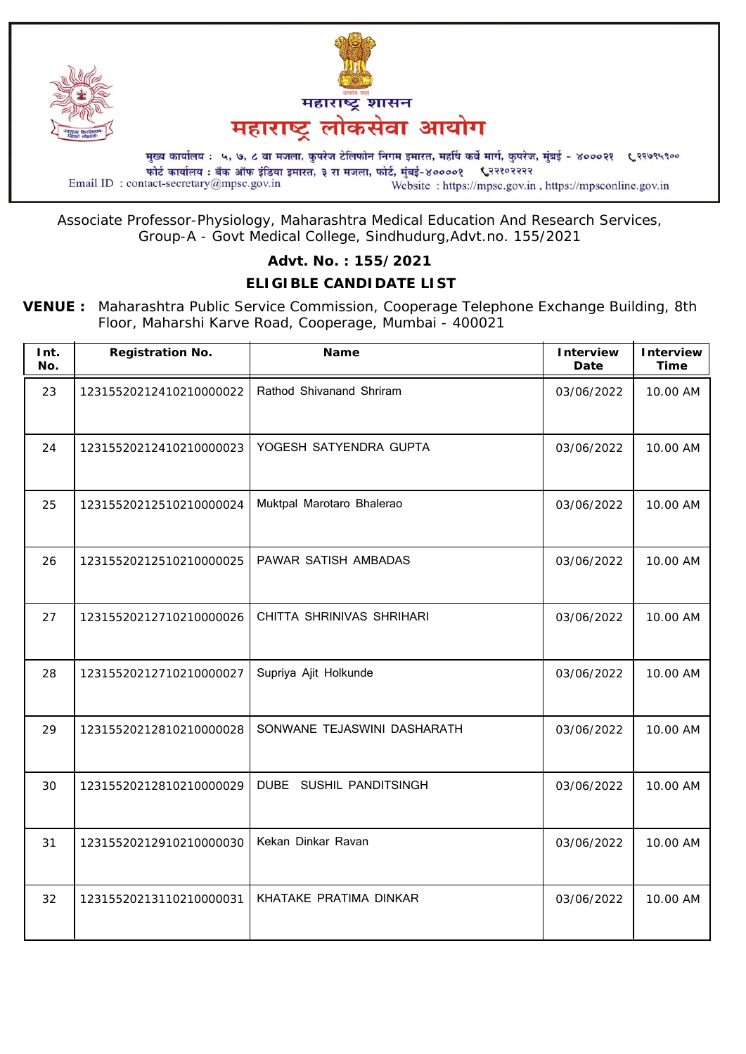महाराष्ट्र शासन

# महाराष्ट्र लोकसेवा आयोग

मुख्य कार्यालय : ५, ७, ८ वा मजला, कुपरेज टेलिफोन निगम इमारत, महर्षि कर्वे मार्ग, कुपरेज, मुंबई - ४०००२१ ☎२२७९५९००
फोर्ट कार्यालय : बँक ऑफ इंडिया इमारत, ३ रा मजला, फोर्ट, मुंबई-४००००१ ☎२२१०२२२२
Email ID : contact-secretary@mpsc.gov.in
Website : https://mpsc.gov.in , https://mpsconline.gov.in

Associate Professor-Physiology, Maharashtra Medical Education And Research Services, Group-A - Govt Medical College, Sindhudurg,Advt.no. 155/2021

**Advt. No. : 155/2021**

**ELIGIBLE CANDIDATE LIST**

**VENUE :** Maharashtra Public Service Commission, Cooperage Telephone Exchange Building, 8th Floor, Maharshi Karve Road, Cooperage, Mumbai - 400021

| Int. No. | Registration No. | Name | Interview Date | Interview Time |
|---|---|---|---|---|
| 23 | 12315520212410210000022 | Rathod Shivanand Shriram | 03/06/2022 | 10.00 AM |
| 24 | 12315520212410210000023 | YOGESH SATYENDRA GUPTA | 03/06/2022 | 10.00 AM |
| 25 | 12315520212510210000024 | Muktpal Marotaro Bhalerao | 03/06/2022 | 10.00 AM |
| 26 | 12315520212510210000025 | PAWAR SATISH AMBADAS | 03/06/2022 | 10.00 AM |
| 27 | 12315520212710210000026 | CHITTA SHRINIVAS SHRIHARI | 03/06/2022 | 10.00 AM |
| 28 | 12315520212710210000027 | Supriya Ajit Holkunde | 03/06/2022 | 10.00 AM |
| 29 | 12315520212810210000028 | SONWANE TEJASWINI DASHARATH | 03/06/2022 | 10.00 AM |
| 30 | 12315520212810210000029 | DUBE SUSHIL PANDITSINGH | 03/06/2022 | 10.00 AM |
| 31 | 12315520212910210000030 | Kekan Dinkar Ravan | 03/06/2022 | 10.00 AM |
| 32 | 12315520213110210000031 | KHATAKE PRATIMA DINKAR | 03/06/2022 | 10.00 AM |